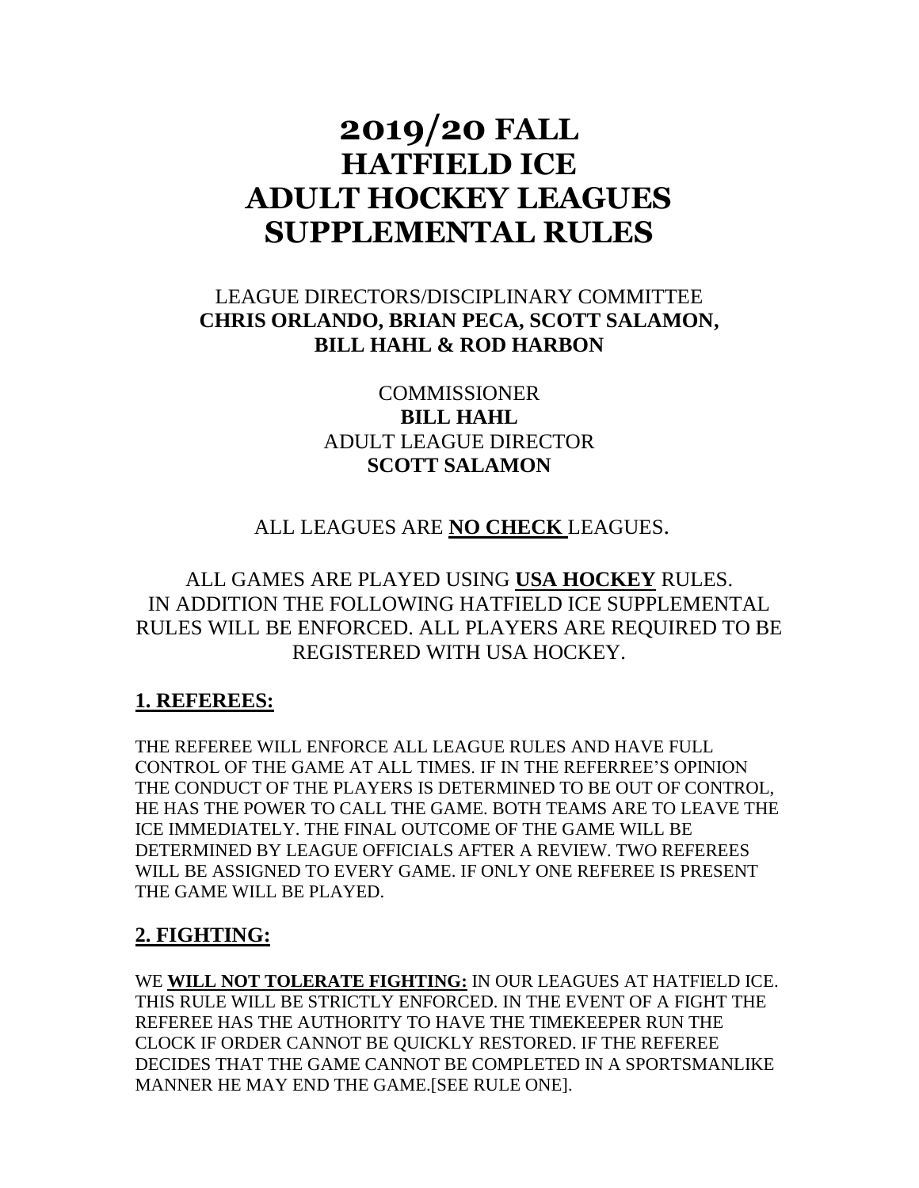# 2019/20 FALL HATFIELD ICE ADULT HOCKEY LEAGUES SUPPLEMENTAL RULES

LEAGUE DIRECTORS/DISCIPLINARY COMMITTEE
**CHRIS ORLANDO, BRIAN PECA, SCOTT SALAMON, BILL HAHL & ROD HARBON**

COMMISSIONER
**BILL HAHL**
ADULT LEAGUE DIRECTOR
**SCOTT SALAMON**

ALL LEAGUES ARE **NO CHECK** LEAGUES.

ALL GAMES ARE PLAYED USING **USA HOCKEY** RULES. IN ADDITION THE FOLLOWING HATFIELD ICE SUPPLEMENTAL RULES WILL BE ENFORCED. ALL PLAYERS ARE REQUIRED TO BE REGISTERED WITH USA HOCKEY.

## 1. REFEREES:

THE REFEREE WILL ENFORCE ALL LEAGUE RULES AND HAVE FULL CONTROL OF THE GAME AT ALL TIMES. IF IN THE REFERREE'S OPINION THE CONDUCT OF THE PLAYERS IS DETERMINED TO BE OUT OF CONTROL, HE HAS THE POWER TO CALL THE GAME. BOTH TEAMS ARE TO LEAVE THE ICE IMMEDIATELY. THE FINAL OUTCOME OF THE GAME WILL BE DETERMINED BY LEAGUE OFFICIALS AFTER A REVIEW. TWO REFEREES WILL BE ASSIGNED TO EVERY GAME. IF ONLY ONE REFEREE IS PRESENT THE GAME WILL BE PLAYED.

## 2. FIGHTING:

WE **WILL NOT TOLERATE FIGHTING:** IN OUR LEAGUES AT HATFIELD ICE. THIS RULE WILL BE STRICTLY ENFORCED. IN THE EVENT OF A FIGHT THE REFEREE HAS THE AUTHORITY TO HAVE THE TIMEKEEPER RUN THE CLOCK IF ORDER CANNOT BE QUICKLY RESTORED. IF THE REFEREE DECIDES THAT THE GAME CANNOT BE COMPLETED IN A SPORTSMANLIKE MANNER HE MAY END THE GAME.[SEE RULE ONE].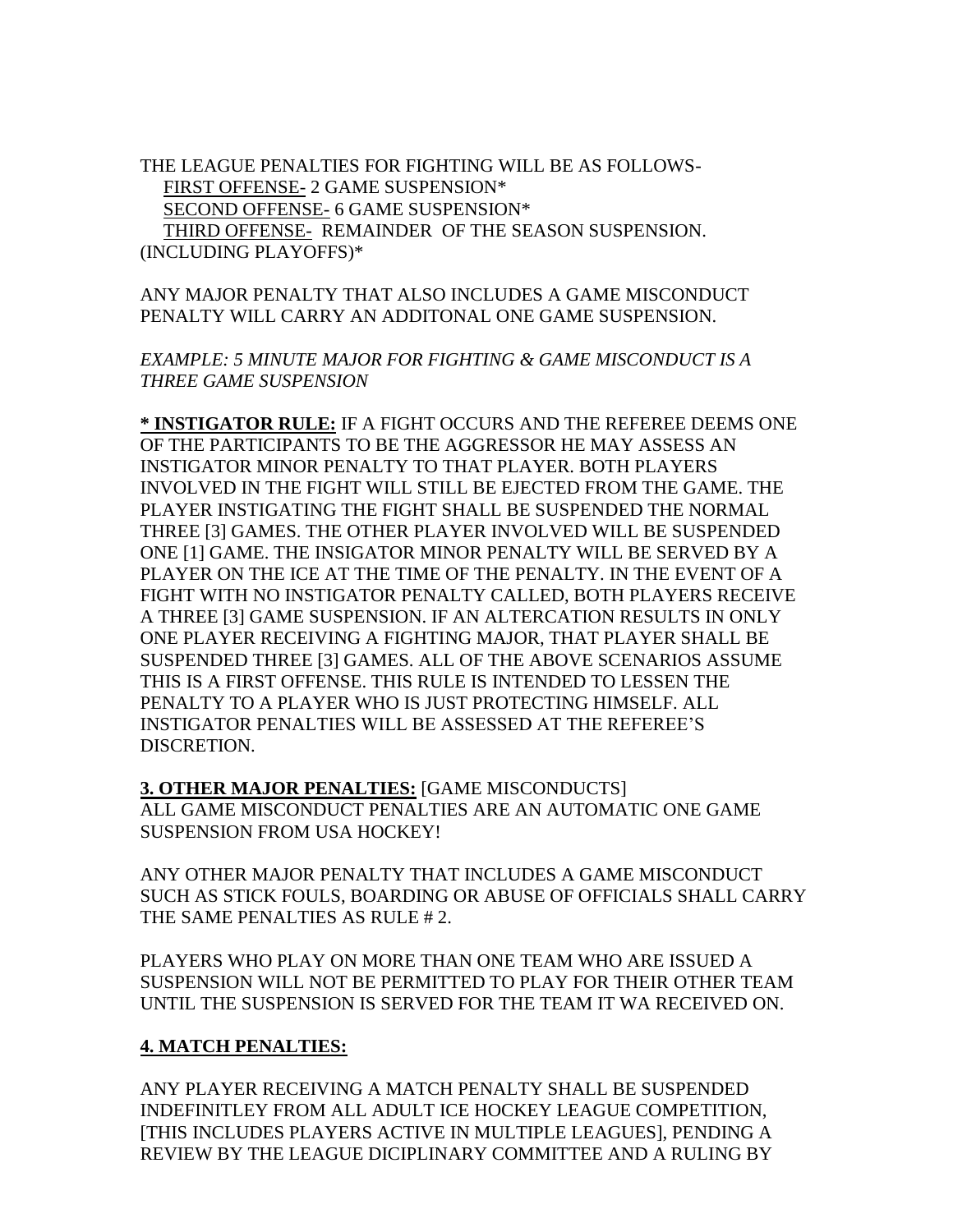THE LEAGUE PENALTIES FOR FIGHTING WILL BE AS FOLLOWS-

- <u>FIRST OFFENSE-</u> 2 GAME SUSPENSION*
- <u>SECOND OFFENSE-</u> 6 GAME SUSPENSION*
- <u>THIRD OFFENSE-</u> REMAINDER OF THE SEASON SUSPENSION. (INCLUDING PLAYOFFS)*

ANY MAJOR PENALTY THAT ALSO INCLUDES A GAME MISCONDUCT PENALTY WILL CARRY AN ADDITONAL ONE GAME SUSPENSION.

*EXAMPLE: 5 MINUTE MAJOR FOR FIGHTING & GAME MISCONDUCT IS A THREE GAME SUSPENSION*

**<u>* INSTIGATOR RULE:</u>** IF A FIGHT OCCURS AND THE REFEREE DEEMS ONE OF THE PARTICIPANTS TO BE THE AGGRESSOR HE MAY ASSESS AN INSTIGATOR MINOR PENALTY TO THAT PLAYER. BOTH PLAYERS INVOLVED IN THE FIGHT WILL STILL BE EJECTED FROM THE GAME. THE PLAYER INSTIGATING THE FIGHT SHALL BE SUSPENDED THE NORMAL THREE [3] GAMES. THE OTHER PLAYER INVOLVED WILL BE SUSPENDED ONE [1] GAME. THE INSIGATOR MINOR PENALTY WILL BE SERVED BY A PLAYER ON THE ICE AT THE TIME OF THE PENALTY. IN THE EVENT OF A FIGHT WITH NO INSTIGATOR PENALTY CALLED, BOTH PLAYERS RECEIVE A THREE [3] GAME SUSPENSION. IF AN ALTERCATION RESULTS IN ONLY ONE PLAYER RECEIVING A FIGHTING MAJOR, THAT PLAYER SHALL BE SUSPENDED THREE [3] GAMES. ALL OF THE ABOVE SCENARIOS ASSUME THIS IS A FIRST OFFENSE. THIS RULE IS INTENDED TO LESSEN THE PENALTY TO A PLAYER WHO IS JUST PROTECTING HIMSELF. ALL INSTIGATOR PENALTIES WILL BE ASSESSED AT THE REFEREE'S DISCRETION.

**<u>3. OTHER MAJOR PENALTIES:</u>** [GAME MISCONDUCTS]
ALL GAME MISCONDUCT PENALTIES ARE AN AUTOMATIC ONE GAME SUSPENSION FROM USA HOCKEY!

ANY OTHER MAJOR PENALTY THAT INCLUDES A GAME MISCONDUCT SUCH AS STICK FOULS, BOARDING OR ABUSE OF OFFICIALS SHALL CARRY THE SAME PENALTIES AS RULE # 2.

PLAYERS WHO PLAY ON MORE THAN ONE TEAM WHO ARE ISSUED A SUSPENSION WILL NOT BE PERMITTED TO PLAY FOR THEIR OTHER TEAM UNTIL THE SUSPENSION IS SERVED FOR THE TEAM IT WA RECEIVED ON.

**<u>4. MATCH PENALTIES:</u>**

ANY PLAYER RECEIVING A MATCH PENALTY SHALL BE SUSPENDED INDEFINITLEY FROM ALL ADULT ICE HOCKEY LEAGUE COMPETITION, [THIS INCLUDES PLAYERS ACTIVE IN MULTIPLE LEAGUES], PENDING A REVIEW BY THE LEAGUE DICIPLINARY COMMITTEE AND A RULING BY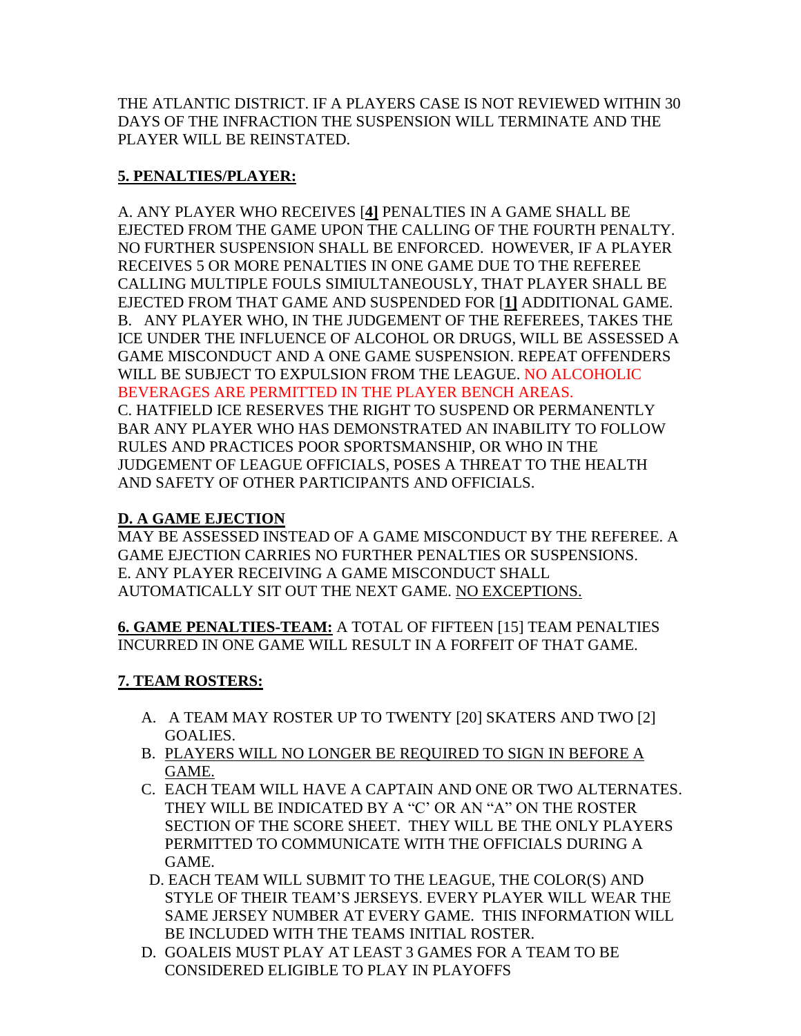THE ATLANTIC DISTRICT. IF A PLAYERS CASE IS NOT REVIEWED WITHIN 30 DAYS OF THE INFRACTION THE SUSPENSION WILL TERMINATE AND THE PLAYER WILL BE REINSTATED.

**5. PENALTIES/PLAYER:**

A. ANY PLAYER WHO RECEIVES [**4]** PENALTIES IN A GAME SHALL BE EJECTED FROM THE GAME UPON THE CALLING OF THE FOURTH PENALTY. NO FURTHER SUSPENSION SHALL BE ENFORCED. HOWEVER, IF A PLAYER RECEIVES 5 OR MORE PENALTIES IN ONE GAME DUE TO THE REFEREE CALLING MULTIPLE FOULS SIMIULTANEOUSLY, THAT PLAYER SHALL BE EJECTED FROM THAT GAME AND SUSPENDED FOR [**1]** ADDITIONAL GAME.
B. ANY PLAYER WHO, IN THE JUDGEMENT OF THE REFEREES, TAKES THE ICE UNDER THE INFLUENCE OF ALCOHOL OR DRUGS, WILL BE ASSESSED A GAME MISCONDUCT AND A ONE GAME SUSPENSION. REPEAT OFFENDERS WILL BE SUBJECT TO EXPULSION FROM THE LEAGUE. NO ALCOHOLIC BEVERAGES ARE PERMITTED IN THE PLAYER BENCH AREAS.
C. HATFIELD ICE RESERVES THE RIGHT TO SUSPEND OR PERMANENTLY BAR ANY PLAYER WHO HAS DEMONSTRATED AN INABILITY TO FOLLOW RULES AND PRACTICES POOR SPORTSMANSHIP, OR WHO IN THE JUDGEMENT OF LEAGUE OFFICIALS, POSES A THREAT TO THE HEALTH AND SAFETY OF OTHER PARTICIPANTS AND OFFICIALS.

**D. A GAME EJECTION**
MAY BE ASSESSED INSTEAD OF A GAME MISCONDUCT BY THE REFEREE. A GAME EJECTION CARRIES NO FURTHER PENALTIES OR SUSPENSIONS.
E. ANY PLAYER RECEIVING A GAME MISCONDUCT SHALL AUTOMATICALLY SIT OUT THE NEXT GAME. NO EXCEPTIONS.

**6. GAME PENALTIES-TEAM:** A TOTAL OF FIFTEEN [15] TEAM PENALTIES INCURRED IN ONE GAME WILL RESULT IN A FORFEIT OF THAT GAME.

**7. TEAM ROSTERS:**

A. A TEAM MAY ROSTER UP TO TWENTY [20] SKATERS AND TWO [2] GOALIES.
B. PLAYERS WILL NO LONGER BE REQUIRED TO SIGN IN BEFORE A GAME.
C. EACH TEAM WILL HAVE A CAPTAIN AND ONE OR TWO ALTERNATES. THEY WILL BE INDICATED BY A "C' OR AN "A" ON THE ROSTER SECTION OF THE SCORE SHEET. THEY WILL BE THE ONLY PLAYERS PERMITTED TO COMMUNICATE WITH THE OFFICIALS DURING A GAME.
D. EACH TEAM WILL SUBMIT TO THE LEAGUE, THE COLOR(S) AND STYLE OF THEIR TEAM'S JERSEYS. EVERY PLAYER WILL WEAR THE SAME JERSEY NUMBER AT EVERY GAME. THIS INFORMATION WILL BE INCLUDED WITH THE TEAMS INITIAL ROSTER.
D. GOALEIS MUST PLAY AT LEAST 3 GAMES FOR A TEAM TO BE CONSIDERED ELIGIBLE TO PLAY IN PLAYOFFS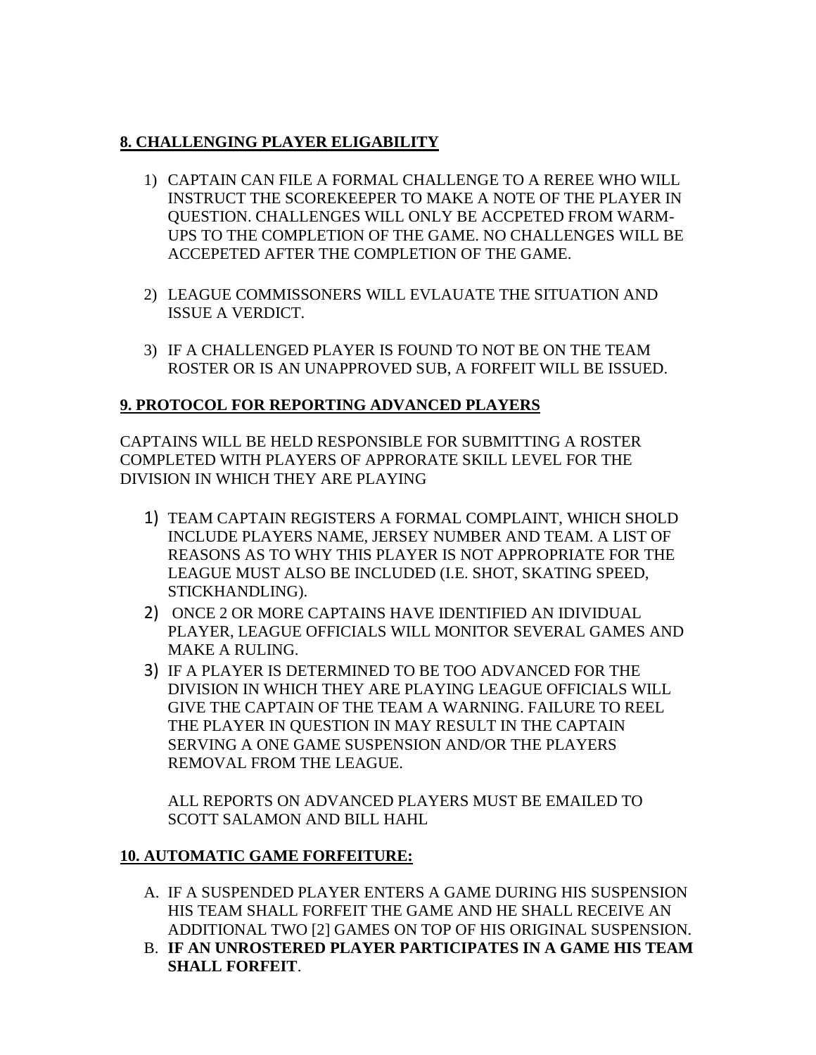## **8. CHALLENGING PLAYER ELIGABILITY**

1) CAPTAIN CAN FILE A FORMAL CHALLENGE TO A REREE WHO WILL INSTRUCT THE SCOREKEEPER TO MAKE A NOTE OF THE PLAYER IN QUESTION. CHALLENGES WILL ONLY BE ACCPETED FROM WARM-UPS TO THE COMPLETION OF THE GAME. NO CHALLENGES WILL BE ACCEPETED AFTER THE COMPLETION OF THE GAME.

2) LEAGUE COMMISSONERS WILL EVLAUATE THE SITUATION AND ISSUE A VERDICT.

3) IF A CHALLENGED PLAYER IS FOUND TO NOT BE ON THE TEAM ROSTER OR IS AN UNAPPROVED SUB, A FORFEIT WILL BE ISSUED.

## **9. PROTOCOL FOR REPORTING ADVANCED PLAYERS**

CAPTAINS WILL BE HELD RESPONSIBLE FOR SUBMITTING A ROSTER COMPLETED WITH PLAYERS OF APPRORATE SKILL LEVEL FOR THE DIVISION IN WHICH THEY ARE PLAYING

1) TEAM CAPTAIN REGISTERS A FORMAL COMPLAINT, WHICH SHOLD INCLUDE PLAYERS NAME, JERSEY NUMBER AND TEAM. A LIST OF REASONS AS TO WHY THIS PLAYER IS NOT APPROPRIATE FOR THE LEAGUE MUST ALSO BE INCLUDED (I.E. SHOT, SKATING SPEED, STICKHANDLING).
2) ONCE 2 OR MORE CAPTAINS HAVE IDENTIFIED AN IDIVIDUAL PLAYER, LEAGUE OFFICIALS WILL MONITOR SEVERAL GAMES AND MAKE A RULING.
3) IF A PLAYER IS DETERMINED TO BE TOO ADVANCED FOR THE DIVISION IN WHICH THEY ARE PLAYING LEAGUE OFFICIALS WILL GIVE THE CAPTAIN OF THE TEAM A WARNING. FAILURE TO REEL THE PLAYER IN QUESTION IN MAY RESULT IN THE CAPTAIN SERVING A ONE GAME SUSPENSION AND/OR THE PLAYERS REMOVAL FROM THE LEAGUE.

   ALL REPORTS ON ADVANCED PLAYERS MUST BE EMAILED TO SCOTT SALAMON AND BILL HAHL

## **10. AUTOMATIC GAME FORFEITURE:**

A. IF A SUSPENDED PLAYER ENTERS A GAME DURING HIS SUSPENSION HIS TEAM SHALL FORFEIT THE GAME AND HE SHALL RECEIVE AN ADDITIONAL TWO [2] GAMES ON TOP OF HIS ORIGINAL SUSPENSION.
B. **IF AN UNROSTERED PLAYER PARTICIPATES IN A GAME HIS TEAM SHALL FORFEIT**.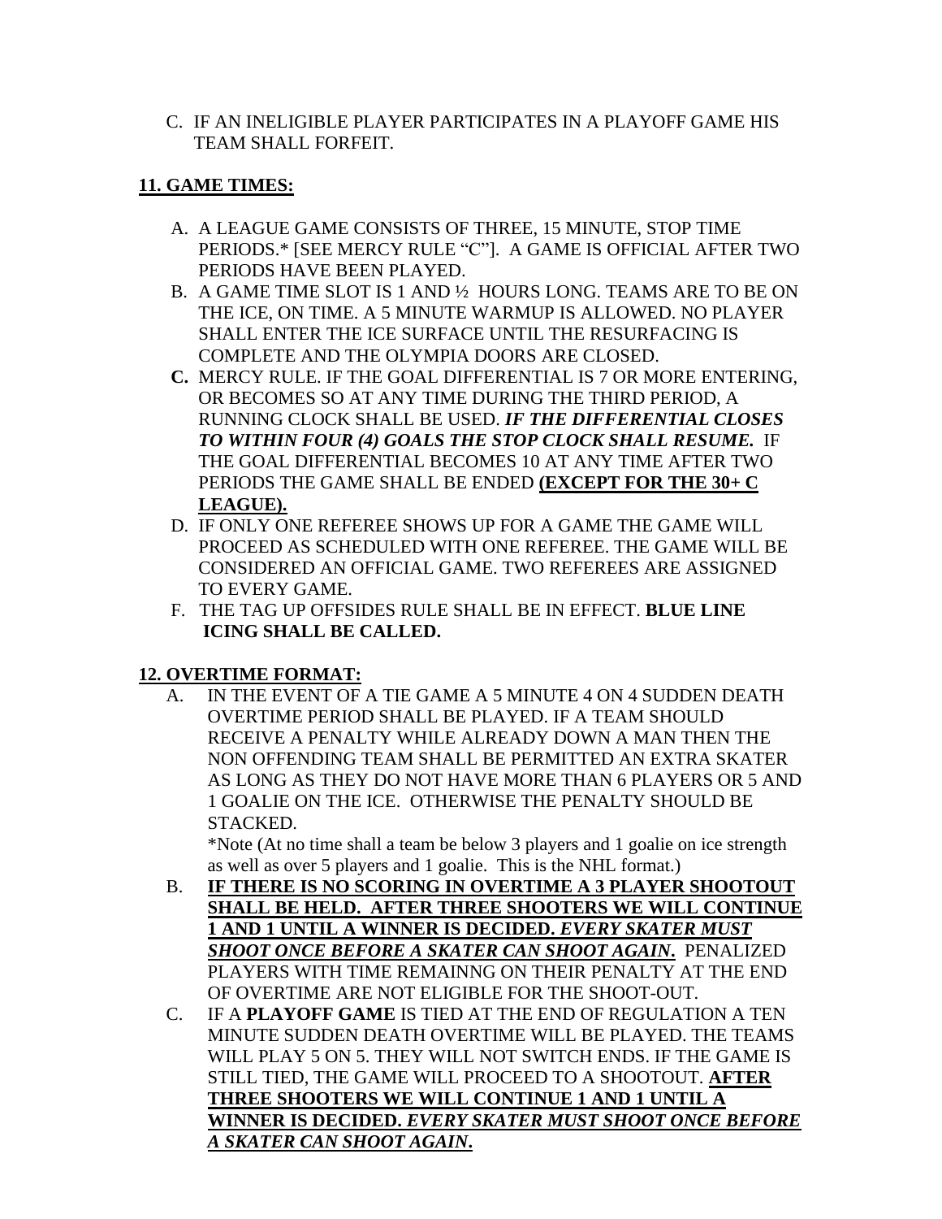C. IF AN INELIGIBLE PLAYER PARTICIPATES IN A PLAYOFF GAME HIS TEAM SHALL FORFEIT.

**11. GAME TIMES:**

A. A LEAGUE GAME CONSISTS OF THREE, 15 MINUTE, STOP TIME PERIODS.* [SEE MERCY RULE "C"]. A GAME IS OFFICIAL AFTER TWO PERIODS HAVE BEEN PLAYED.

B. A GAME TIME SLOT IS 1 AND ½ HOURS LONG. TEAMS ARE TO BE ON THE ICE, ON TIME. A 5 MINUTE WARMUP IS ALLOWED. NO PLAYER SHALL ENTER THE ICE SURFACE UNTIL THE RESURFACING IS COMPLETE AND THE OLYMPIA DOORS ARE CLOSED.

**C.** MERCY RULE. IF THE GOAL DIFFERENTIAL IS 7 OR MORE ENTERING, OR BECOMES SO AT ANY TIME DURING THE THIRD PERIOD, A RUNNING CLOCK SHALL BE USED. ***IF THE DIFFERENTIAL CLOSES TO WITHIN FOUR (4) GOALS THE STOP CLOCK SHALL RESUME.*** IF THE GOAL DIFFERENTIAL BECOMES 10 AT ANY TIME AFTER TWO PERIODS THE GAME SHALL BE ENDED **(EXCEPT FOR THE 30+ C LEAGUE).**

D. IF ONLY ONE REFEREE SHOWS UP FOR A GAME THE GAME WILL PROCEED AS SCHEDULED WITH ONE REFEREE. THE GAME WILL BE CONSIDERED AN OFFICIAL GAME. TWO REFEREES ARE ASSIGNED TO EVERY GAME.

F. THE TAG UP OFFSIDES RULE SHALL BE IN EFFECT. **BLUE LINE ICING SHALL BE CALLED.**

**12. OVERTIME FORMAT:**

A. IN THE EVENT OF A TIE GAME A 5 MINUTE 4 ON 4 SUDDEN DEATH OVERTIME PERIOD SHALL BE PLAYED. IF A TEAM SHOULD RECEIVE A PENALTY WHILE ALREADY DOWN A MAN THEN THE NON OFFENDING TEAM SHALL BE PERMITTED AN EXTRA SKATER AS LONG AS THEY DO NOT HAVE MORE THAN 6 PLAYERS OR 5 AND 1 GOALIE ON THE ICE. OTHERWISE THE PENALTY SHOULD BE STACKED.

*Note (At no time shall a team be below 3 players and 1 goalie on ice strength as well as over 5 players and 1 goalie. This is the NHL format.)

B. **IF THERE IS NO SCORING IN OVERTIME A 3 PLAYER SHOOTOUT SHALL BE HELD. AFTER THREE SHOOTERS WE WILL CONTINUE 1 AND 1 UNTIL A WINNER IS DECIDED. *EVERY SKATER MUST SHOOT ONCE BEFORE A SKATER CAN SHOOT AGAIN.*** PENALIZED PLAYERS WITH TIME REMAINNG ON THEIR PENALTY AT THE END OF OVERTIME ARE NOT ELIGIBLE FOR THE SHOOT-OUT.

C. IF A **PLAYOFF GAME** IS TIED AT THE END OF REGULATION A TEN MINUTE SUDDEN DEATH OVERTIME WILL BE PLAYED. THE TEAMS WILL PLAY 5 ON 5. THEY WILL NOT SWITCH ENDS. IF THE GAME IS STILL TIED, THE GAME WILL PROCEED TO A SHOOTOUT. **AFTER THREE SHOOTERS WE WILL CONTINUE 1 AND 1 UNTIL A WINNER IS DECIDED. *EVERY SKATER MUST SHOOT ONCE BEFORE A SKATER CAN SHOOT AGAIN.***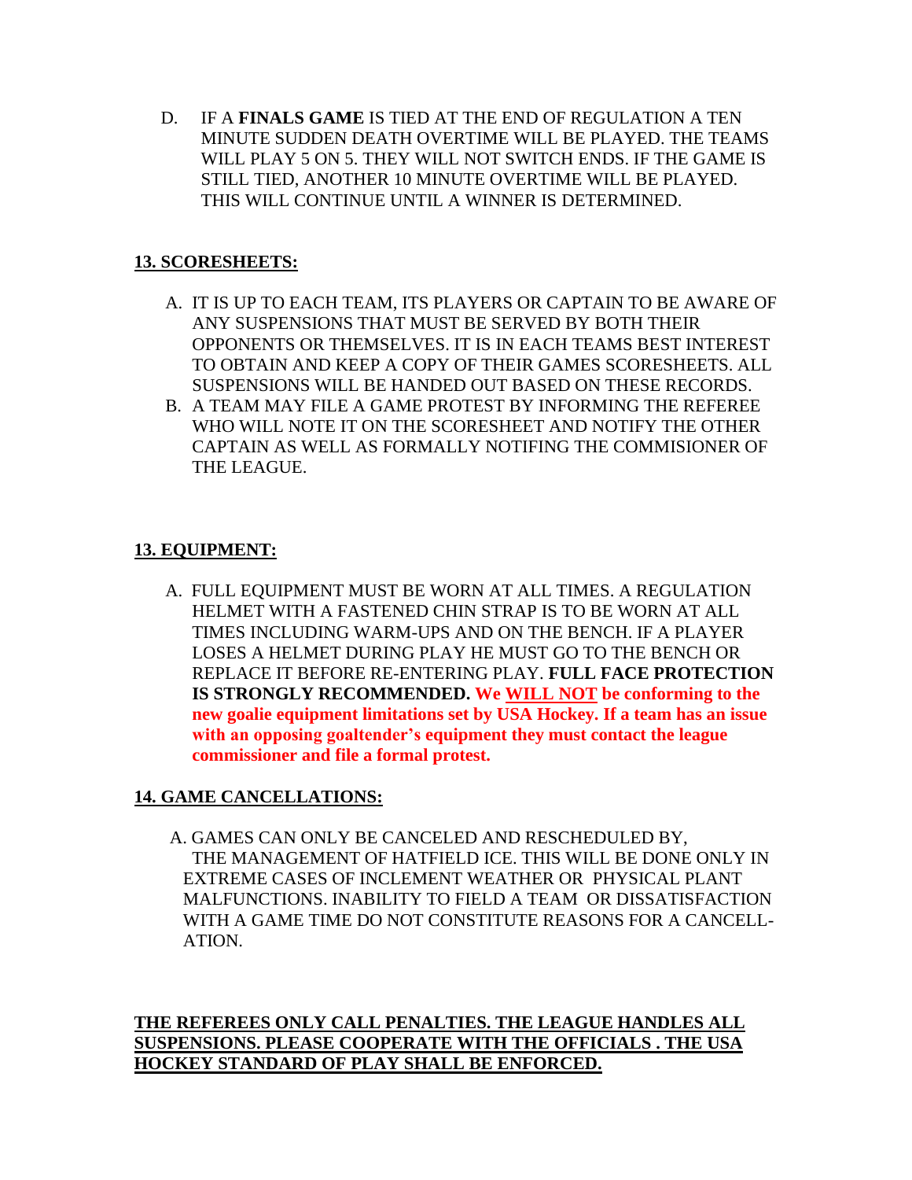D. IF A **FINALS GAME** IS TIED AT THE END OF REGULATION A TEN MINUTE SUDDEN DEATH OVERTIME WILL BE PLAYED. THE TEAMS WILL PLAY 5 ON 5. THEY WILL NOT SWITCH ENDS. IF THE GAME IS STILL TIED, ANOTHER 10 MINUTE OVERTIME WILL BE PLAYED. THIS WILL CONTINUE UNTIL A WINNER IS DETERMINED.

## **13. SCORESHEETS:**

A. IT IS UP TO EACH TEAM, ITS PLAYERS OR CAPTAIN TO BE AWARE OF ANY SUSPENSIONS THAT MUST BE SERVED BY BOTH THEIR OPPONENTS OR THEMSELVES. IT IS IN EACH TEAMS BEST INTEREST TO OBTAIN AND KEEP A COPY OF THEIR GAMES SCORESHEETS. ALL SUSPENSIONS WILL BE HANDED OUT BASED ON THESE RECORDS.

B. A TEAM MAY FILE A GAME PROTEST BY INFORMING THE REFEREE WHO WILL NOTE IT ON THE SCORESHEET AND NOTIFY THE OTHER CAPTAIN AS WELL AS FORMALLY NOTIFING THE COMMISIONER OF THE LEAGUE.

## **13. EQUIPMENT:**

A. FULL EQUIPMENT MUST BE WORN AT ALL TIMES. A REGULATION HELMET WITH A FASTENED CHIN STRAP IS TO BE WORN AT ALL TIMES INCLUDING WARM-UPS AND ON THE BENCH. IF A PLAYER LOSES A HELMET DURING PLAY HE MUST GO TO THE BENCH OR REPLACE IT BEFORE RE-ENTERING PLAY. **FULL FACE PROTECTION IS STRONGLY RECOMMENDED. We WILL NOT be conforming to the new goalie equipment limitations set by USA Hockey. If a team has an issue with an opposing goaltender's equipment they must contact the league commissioner and file a formal protest.**

## **14. GAME CANCELLATIONS:**

A. GAMES CAN ONLY BE CANCELED AND RESCHEDULED BY, THE MANAGEMENT OF HATFIELD ICE. THIS WILL BE DONE ONLY IN EXTREME CASES OF INCLEMENT WEATHER OR PHYSICAL PLANT MALFUNCTIONS. INABILITY TO FIELD A TEAM OR DISSATISFACTION WITH A GAME TIME DO NOT CONSTITUTE REASONS FOR A CANCELL-ATION.

**THE REFEREES ONLY CALL PENALTIES. THE LEAGUE HANDLES ALL SUSPENSIONS. PLEASE COOPERATE WITH THE OFFICIALS . THE USA HOCKEY STANDARD OF PLAY SHALL BE ENFORCED.**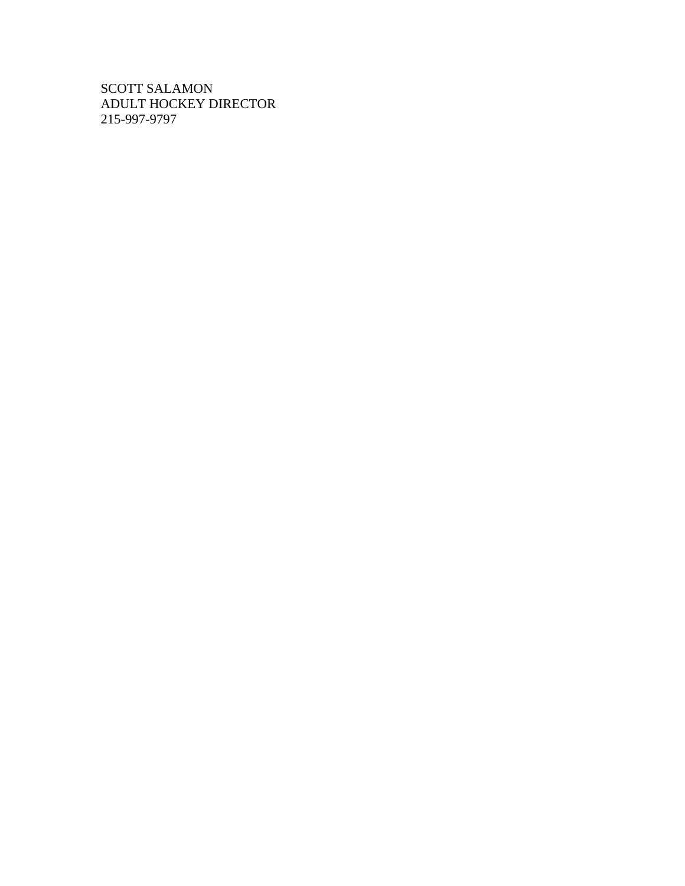SCOTT SALAMON
ADULT HOCKEY DIRECTOR
215-997-9797